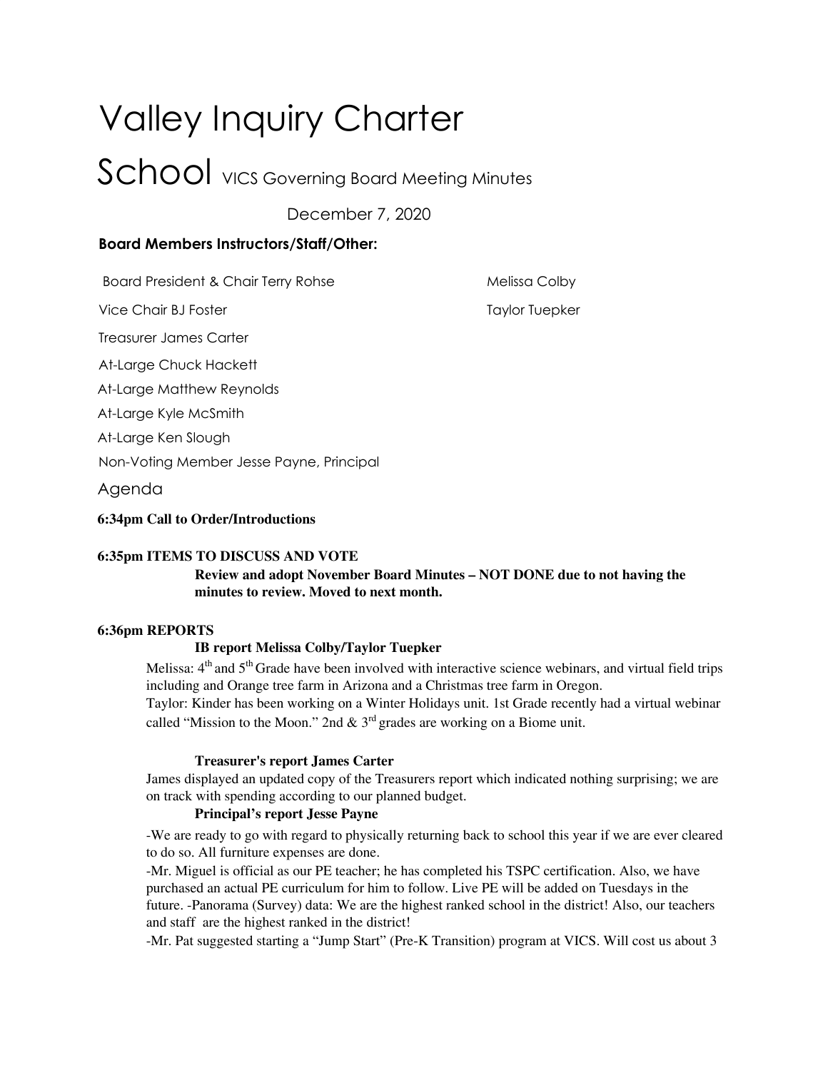# Valley Inquiry Charter School

VICS Governing Board Meeting Minutes

December 7, 2020

**Board Members Instructors/Staff/Other:**

Board President & Chair Terry Rohse

Vice Chair BJ Foster

Treasurer James Carter

At-Large Chuck Hackett

At-Large Matthew Reynolds

At-Large Kyle McSmith

At-Large Ken Slough

Non-Voting Member Jesse Payne, Principal

Melissa Colby

Taylor Tuepker

## Agenda

**6:34pm Call to Order/Introductions**

**6:35pm ITEMS TO DISCUSS AND VOTE**

**Review and adopt November Board Minutes – NOT DONE due to not having the minutes to review. Moved to next month.**

**6:36pm REPORTS**

**IB report Melissa Colby/Taylor Tuepker**

Melissa: 4th and 5th Grade have been involved with interactive science webinars, and virtual field trips including and Orange tree farm in Arizona and a Christmas tree farm in Oregon.

Taylor: Kinder has been working on a Winter Holidays unit. 1st Grade recently had a virtual webinar called "Mission to the Moon." 2nd & 3rd grades are working on a Biome unit.

**Treasurer's report James Carter**

James displayed an updated copy of the Treasurers report which indicated nothing surprising; we are on track with spending according to our planned budget.

**Principal's report Jesse Payne**

-We are ready to go with regard to physically returning back to school this year if we are ever cleared to do so. All furniture expenses are done.

-Mr. Miguel is official as our PE teacher; he has completed his TSPC certification. Also, we have purchased an actual PE curriculum for him to follow. Live PE will be added on Tuesdays in the future. -Panorama (Survey) data: We are the highest ranked school in the district! Also, our teachers and staff are the highest ranked in the district!

-Mr. Pat suggested starting a "Jump Start" (Pre-K Transition) program at VICS. Will cost us about 3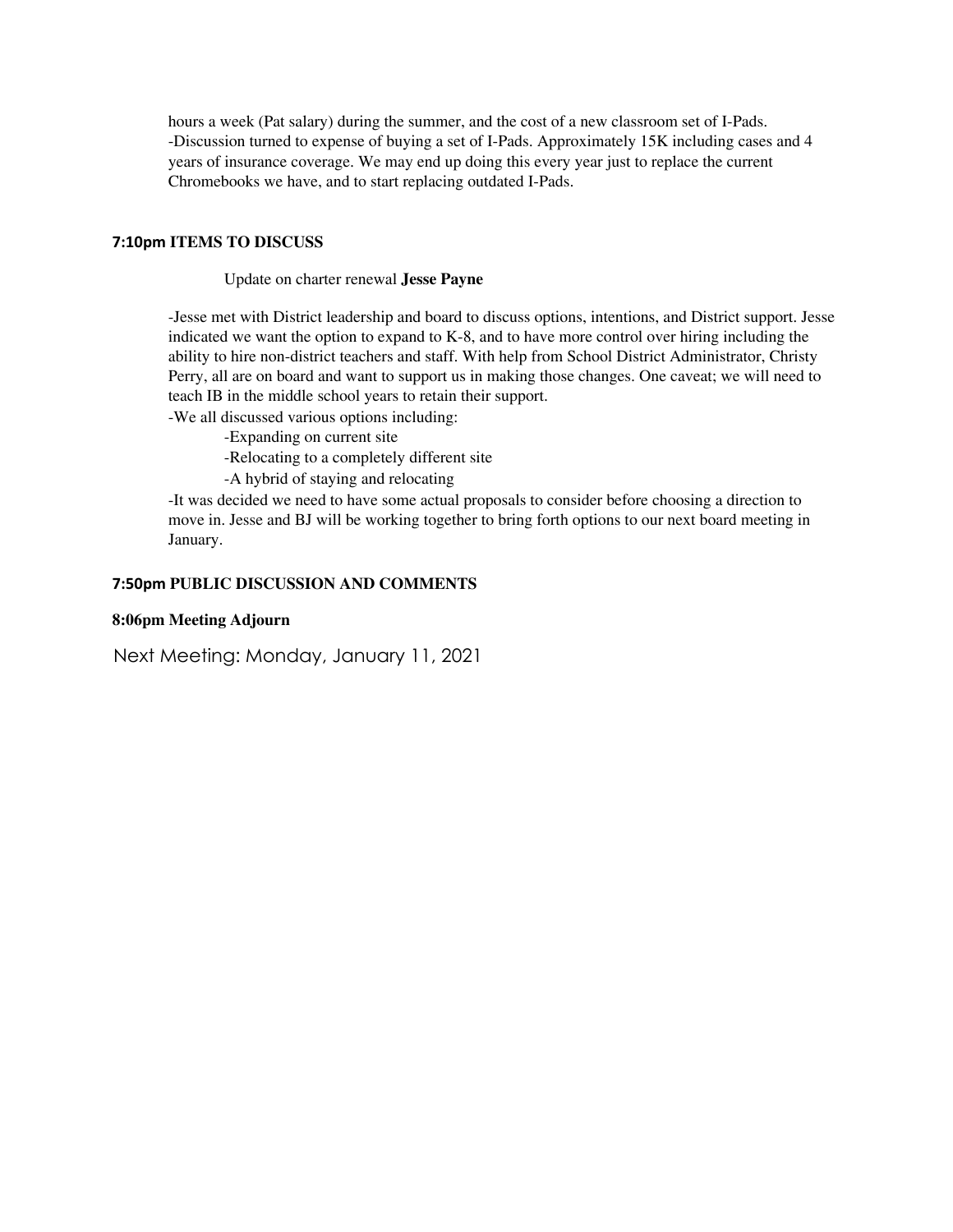hours a week (Pat salary) during the summer, and the cost of a new classroom set of I-Pads.
-Discussion turned to expense of buying a set of I-Pads. Approximately 15K including cases and 4 years of insurance coverage. We may end up doing this every year just to replace the current Chromebooks we have, and to start replacing outdated I-Pads.

**7:10pm ITEMS TO DISCUSS**

Update on charter renewal **Jesse Payne**

-Jesse met with District leadership and board to discuss options, intentions, and District support. Jesse indicated we want the option to expand to K-8, and to have more control over hiring including the ability to hire non-district teachers and staff. With help from School District Administrator, Christy Perry, all are on board and want to support us in making those changes. One caveat; we will need to teach IB in the middle school years to retain their support.
-We all discussed various options including:

- -Expanding on current site
- -Relocating to a completely different site
- -A hybrid of staying and relocating

-It was decided we need to have some actual proposals to consider before choosing a direction to move in. Jesse and BJ will be working together to bring forth options to our next board meeting in January.

**7:50pm PUBLIC DISCUSSION AND COMMENTS**

**8:06pm Meeting Adjourn**

Next Meeting: Monday, January 11, 2021